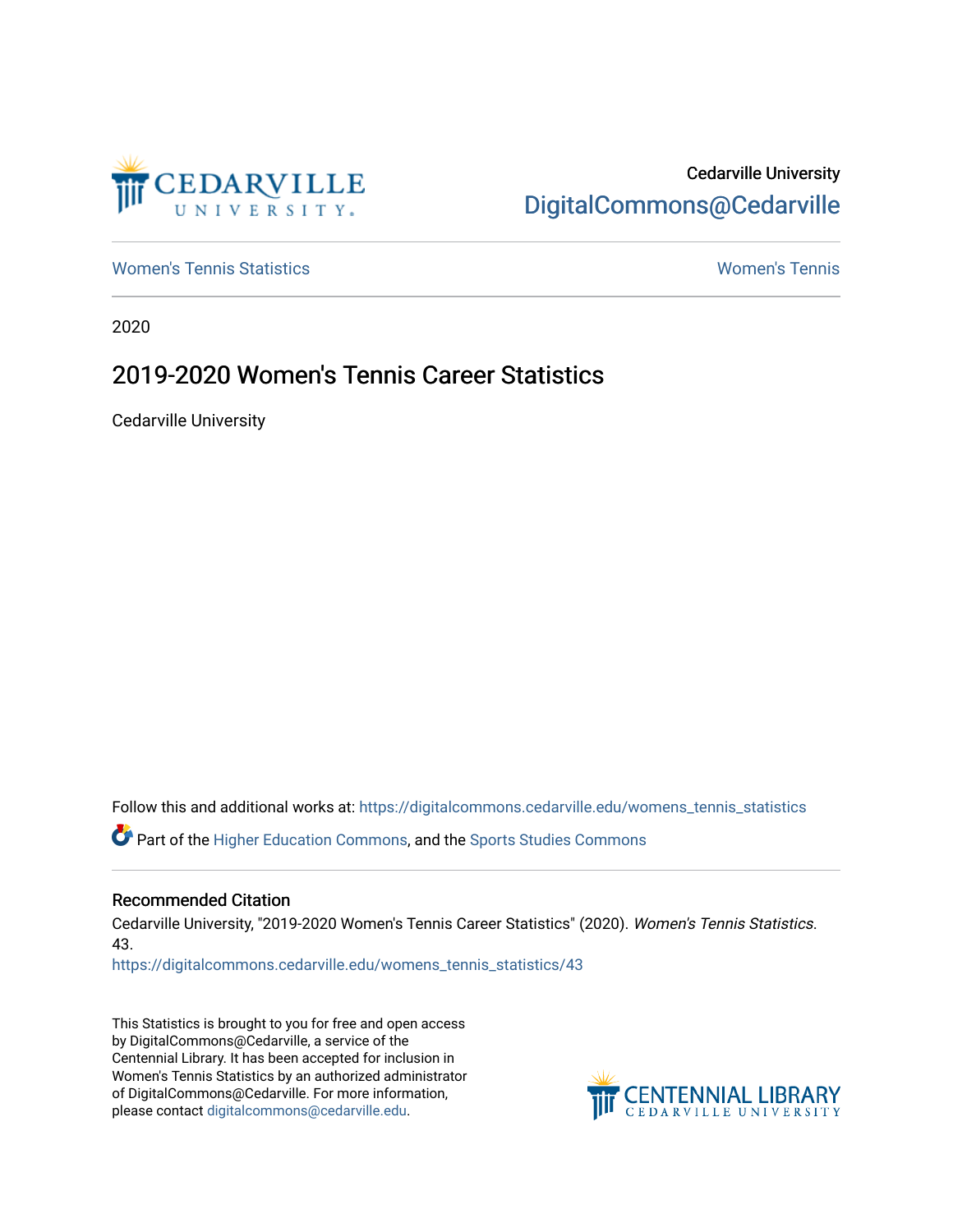Cedarville University

DigitalCommons@Cedarville

Women's Tennis Statistics

Women's Tennis

2020

# 2019-2020 Women's Tennis Career Statistics

Cedarville University

Follow this and additional works at: https://digitalcommons.cedarville.edu/womens_tennis_statistics

Part of the Higher Education Commons, and the Sports Studies Commons

## Recommended Citation

Cedarville University, "2019-2020 Women's Tennis Career Statistics" (2020). *Women's Tennis Statistics*. 43.
https://digitalcommons.cedarville.edu/womens_tennis_statistics/43

This Statistics is brought to you for free and open access by DigitalCommons@Cedarville, a service of the Centennial Library. It has been accepted for inclusion in Women's Tennis Statistics by an authorized administrator of DigitalCommons@Cedarville. For more information, please contact digitalcommons@cedarville.edu.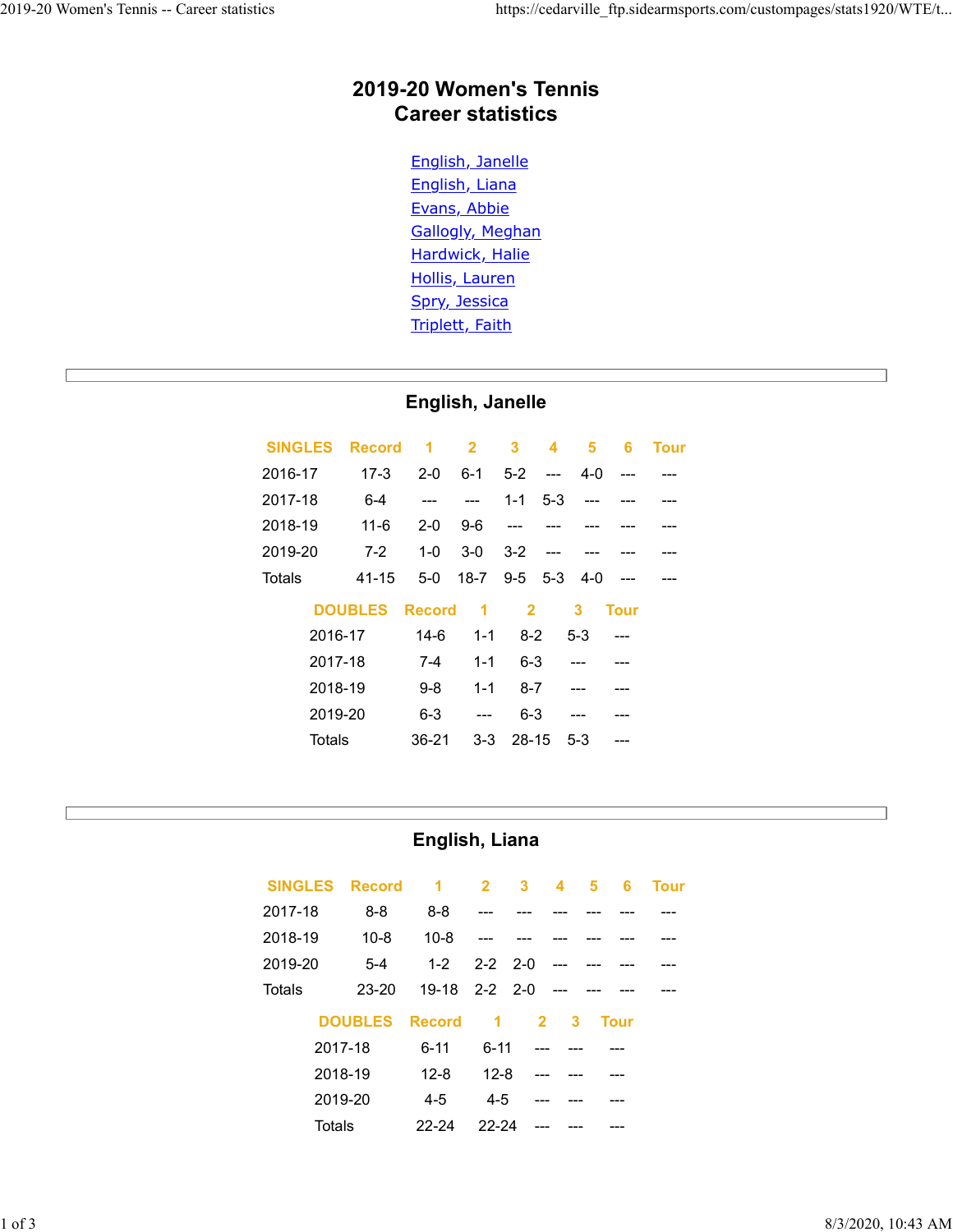# 2019-20 Women's Tennis
# Career statistics

- English, Janelle
- English, Liana
- Evans, Abbie
- Gallogly, Meghan
- Hardwick, Halie
- Hollis, Lauren
- Spry, Jessica
- Triplett, Faith

---

## English, Janelle

| SINGLES | Record | 1 | 2 | 3 | 4 | 5 | 6 | Tour |
|---|---|---|---|---|---|---|---|---|
| 2016-17 | 17-3 | 2-0 | 6-1 | 5-2 | --- | 4-0 | --- | --- |
| 2017-18 | 6-4 | --- | --- | 1-1 | 5-3 | --- | --- | --- |
| 2018-19 | 11-6 | 2-0 | 9-6 | --- | --- | --- | --- | --- |
| 2019-20 | 7-2 | 1-0 | 3-0 | 3-2 | --- | --- | --- | --- |
| Totals | 41-15 | 5-0 | 18-7 | 9-5 | 5-3 | 4-0 | --- | --- |

| DOUBLES | Record | 1 | 2 | 3 | Tour |
|---|---|---|---|---|---|
| 2016-17 | 14-6 | 1-1 | 8-2 | 5-3 | --- |
| 2017-18 | 7-4 | 1-1 | 6-3 | --- | --- |
| 2018-19 | 9-8 | 1-1 | 8-7 | --- | --- |
| 2019-20 | 6-3 | --- | 6-3 | --- | --- |
| Totals | 36-21 | 3-3 | 28-15 | 5-3 | --- |

---

## English, Liana

| SINGLES | Record | 1 | 2 | 3 | 4 | 5 | 6 | Tour |
|---|---|---|---|---|---|---|---|---|
| 2017-18 | 8-8 | 8-8 | --- | --- | --- | --- | --- | --- |
| 2018-19 | 10-8 | 10-8 | --- | --- | --- | --- | --- | --- |
| 2019-20 | 5-4 | 1-2 | 2-2 | 2-0 | --- | --- | --- | --- |
| Totals | 23-20 | 19-18 | 2-2 | 2-0 | --- | --- | --- | --- |

| DOUBLES | Record | 1 | 2 | 3 | Tour |
|---|---|---|---|---|---|
| 2017-18 | 6-11 | 6-11 | --- | --- | --- |
| 2018-19 | 12-8 | 12-8 | --- | --- | --- |
| 2019-20 | 4-5 | 4-5 | --- | --- | --- |
| Totals | 22-24 | 22-24 | --- | --- | --- |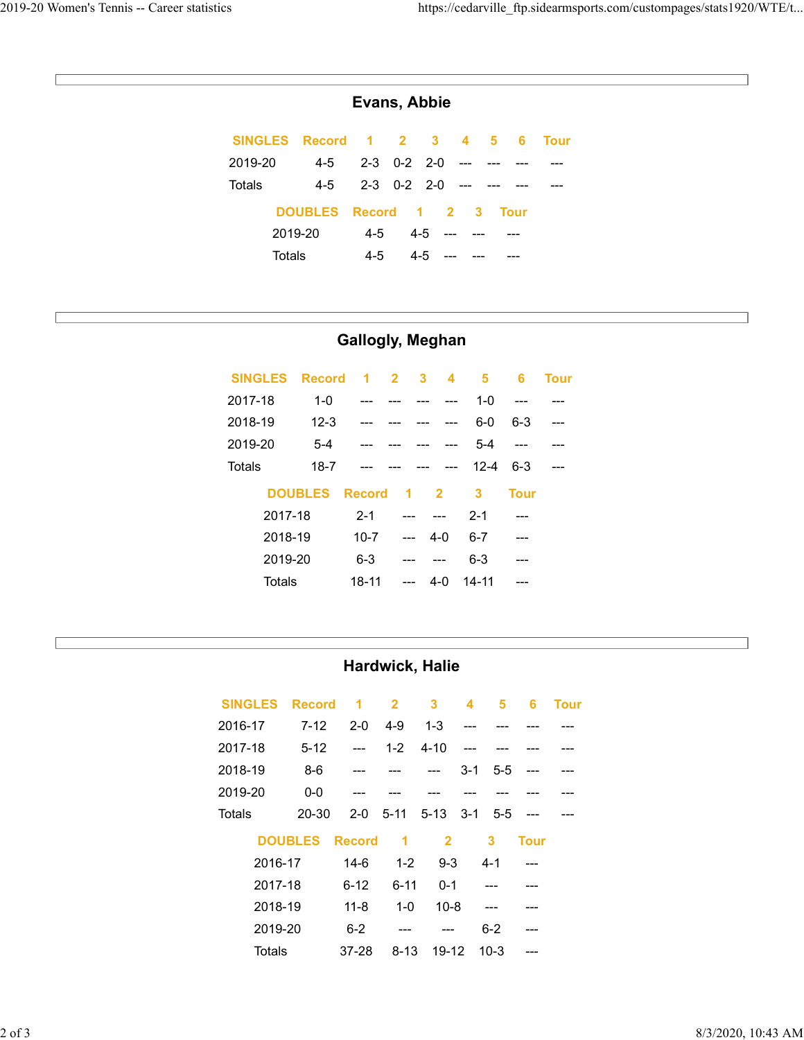## Evans, Abbie

| SINGLES | Record | 1 | 2 | 3 | 4 | 5 | 6 | Tour |
|---|---|---|---|---|---|---|---|---|
| 2019-20 | 4-5 | 2-3 | 0-2 | 2-0 | --- | --- | --- | --- |
| Totals | 4-5 | 2-3 | 0-2 | 2-0 | --- | --- | --- | --- |

| DOUBLES | Record | 1 | 2 | 3 | Tour |
|---|---|---|---|---|---|
| 2019-20 | 4-5 | 4-5 | --- | --- | --- |
| Totals | 4-5 | 4-5 | --- | --- | --- |

## Gallogly, Meghan

| SINGLES | Record | 1 | 2 | 3 | 4 | 5 | 6 | Tour |
|---|---|---|---|---|---|---|---|---|
| 2017-18 | 1-0 | --- | --- | --- | --- | 1-0 | --- | --- |
| 2018-19 | 12-3 | --- | --- | --- | --- | 6-0 | 6-3 | --- |
| 2019-20 | 5-4 | --- | --- | --- | --- | 5-4 | --- | --- |
| Totals | 18-7 | --- | --- | --- | --- | 12-4 | 6-3 | --- |

| DOUBLES | Record | 1 | 2 | 3 | Tour |
|---|---|---|---|---|---|
| 2017-18 | 2-1 | --- | --- | 2-1 | --- |
| 2018-19 | 10-7 | --- | 4-0 | 6-7 | --- |
| 2019-20 | 6-3 | --- | --- | 6-3 | --- |
| Totals | 18-11 | --- | 4-0 | 14-11 | --- |

## Hardwick, Halie

| SINGLES | Record | 1 | 2 | 3 | 4 | 5 | 6 | Tour |
|---|---|---|---|---|---|---|---|---|
| 2016-17 | 7-12 | 2-0 | 4-9 | 1-3 | --- | --- | --- | --- |
| 2017-18 | 5-12 | --- | 1-2 | 4-10 | --- | --- | --- | --- |
| 2018-19 | 8-6 | --- | --- | --- | 3-1 | 5-5 | --- | --- |
| 2019-20 | 0-0 | --- | --- | --- | --- | --- | --- | --- |
| Totals | 20-30 | 2-0 | 5-11 | 5-13 | 3-1 | 5-5 | --- | --- |

| DOUBLES | Record | 1 | 2 | 3 | Tour |
|---|---|---|---|---|---|
| 2016-17 | 14-6 | 1-2 | 9-3 | 4-1 | --- |
| 2017-18 | 6-12 | 6-11 | 0-1 | --- | --- |
| 2018-19 | 11-8 | 1-0 | 10-8 | --- | --- |
| 2019-20 | 6-2 | --- | --- | 6-2 | --- |
| Totals | 37-28 | 8-13 | 19-12 | 10-3 | --- |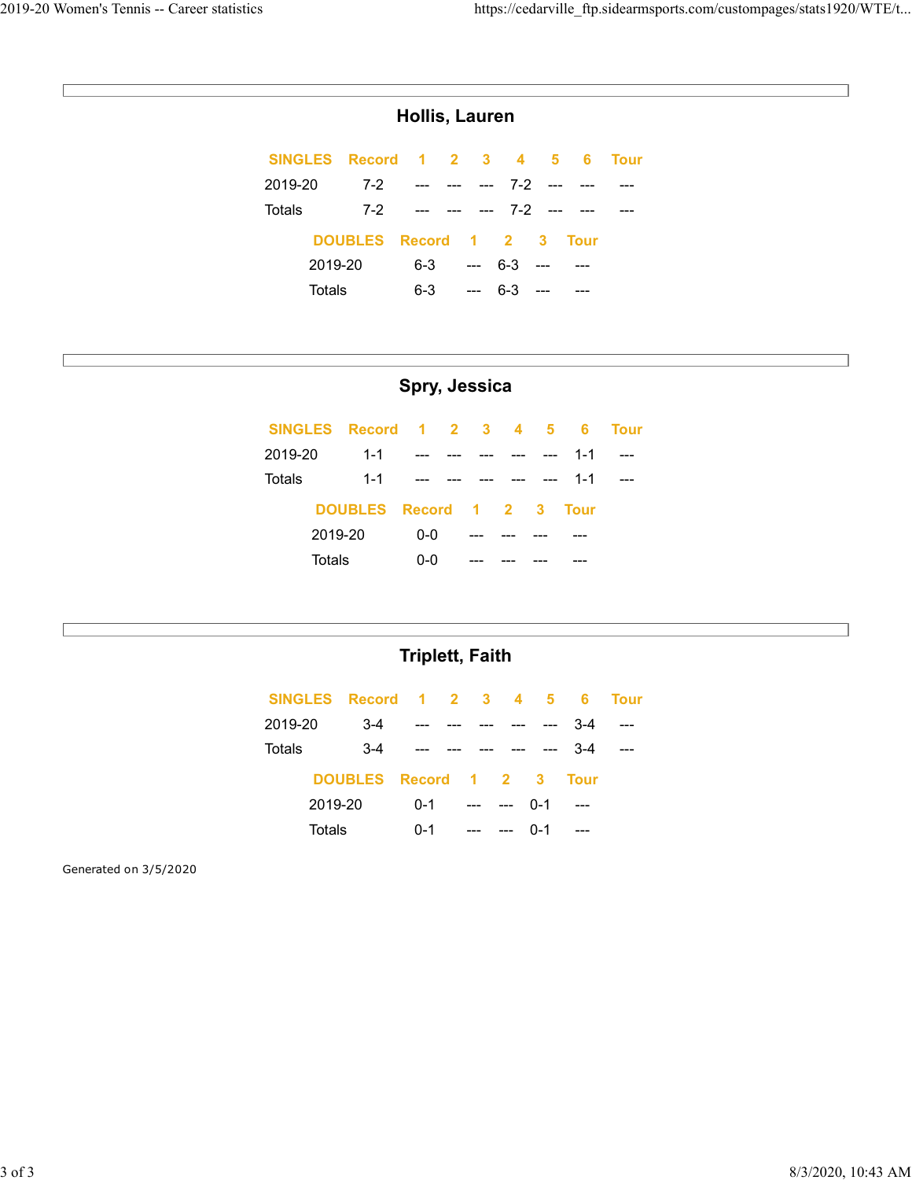## Hollis, Lauren

| SINGLES | Record | 1 | 2 | 3 | 4 | 5 | 6 | Tour |
|---|---|---|---|---|---|---|---|---|
| 2019-20 | 7-2 | --- | --- | --- | 7-2 | --- | --- | --- |
| Totals | 7-2 | --- | --- | --- | 7-2 | --- | --- | --- |

| DOUBLES | Record | 1 | 2 | 3 | Tour |
|---|---|---|---|---|---|
| 2019-20 | 6-3 | --- | 6-3 | --- | --- |
| Totals | 6-3 | --- | 6-3 | --- | --- |

## Spry, Jessica

| SINGLES | Record | 1 | 2 | 3 | 4 | 5 | 6 | Tour |
|---|---|---|---|---|---|---|---|---|
| 2019-20 | 1-1 | --- | --- | --- | --- | --- | 1-1 | --- |
| Totals | 1-1 | --- | --- | --- | --- | --- | 1-1 | --- |

| DOUBLES | Record | 1 | 2 | 3 | Tour |
|---|---|---|---|---|---|
| 2019-20 | 0-0 | --- | --- | --- | --- |
| Totals | 0-0 | --- | --- | --- | --- |

## Triplett, Faith

| SINGLES | Record | 1 | 2 | 3 | 4 | 5 | 6 | Tour |
|---|---|---|---|---|---|---|---|---|
| 2019-20 | 3-4 | --- | --- | --- | --- | --- | 3-4 | --- |
| Totals | 3-4 | --- | --- | --- | --- | --- | 3-4 | --- |

| DOUBLES | Record | 1 | 2 | 3 | Tour |
|---|---|---|---|---|---|
| 2019-20 | 0-1 | --- | --- | 0-1 | --- |
| Totals | 0-1 | --- | --- | 0-1 | --- |

Generated on 3/5/2020